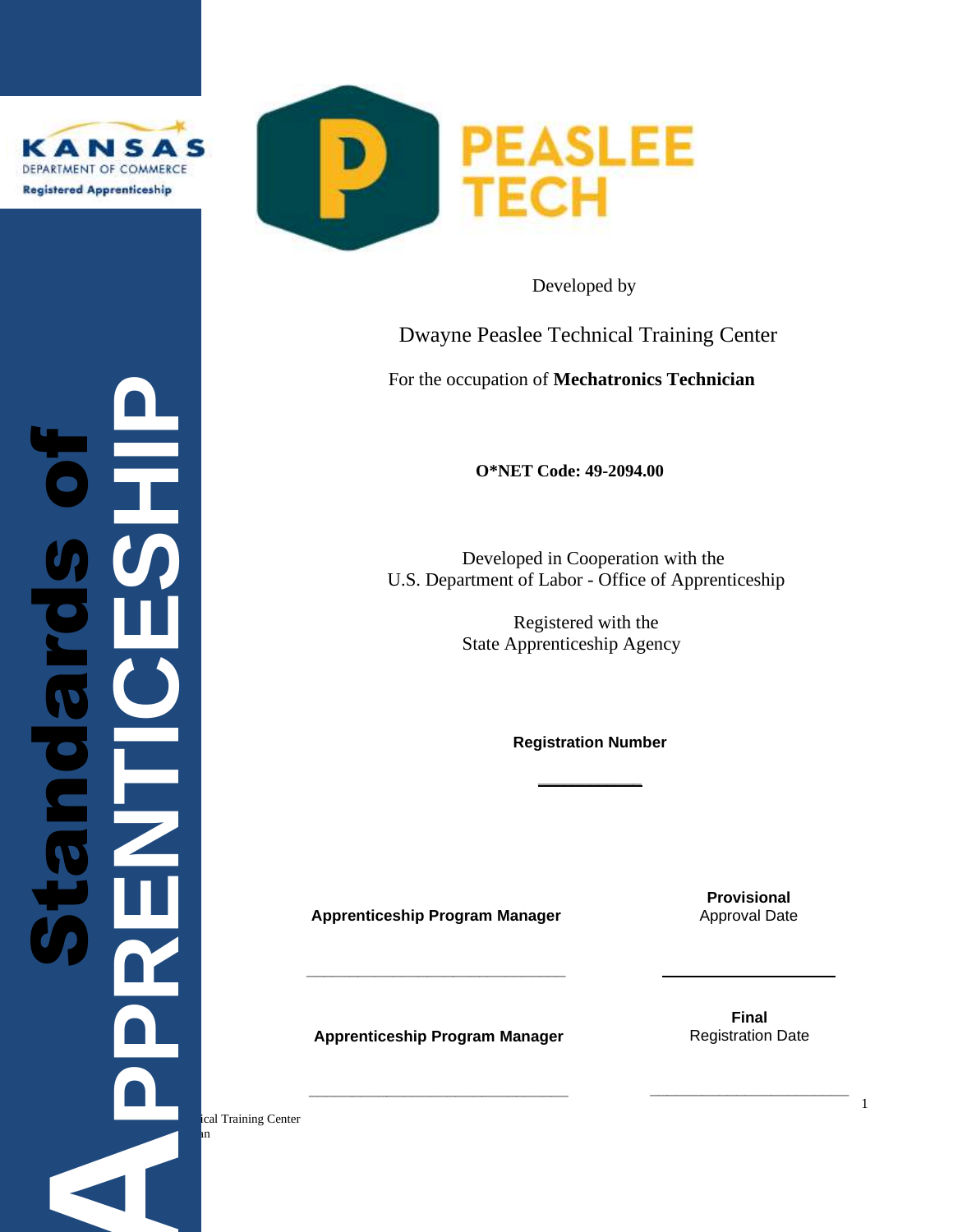KANSAS DEPARTMENT OF COMMERCE
Registered Apprenticeship

PEASLEE TECH

# Standards of APPRENTICESHIP

Developed by

Dwayne Peaslee Technical Training Center

For the occupation of **Mechatronics Technician**

**O*NET Code: 49-2094.00**

Developed in Cooperation with the
U.S. Department of Labor - Office of Apprenticeship

Registered with the
State Apprenticeship Agency

**Registration Number**

\_\_\_\_\_\_\_\_\_\_\_\_

| **Apprenticeship Program Manager** | **Provisional** Approval Date |
|---|---|
| \_\_\_\_\_\_\_\_\_\_\_\_\_\_\_\_\_\_\_\_\_\_\_\_\_\_\_\_\_\_ | \_\_\_\_\_\_\_\_\_\_\_\_\_\_\_\_\_\_\_\_ |
| **Apprenticeship Program Manager** | **Final** Registration Date |
| \_\_\_\_\_\_\_\_\_\_\_\_\_\_\_\_\_\_\_\_\_\_\_\_\_\_\_\_\_\_ | \_\_\_\_\_\_\_\_\_\_\_\_\_\_\_\_\_\_\_\_ |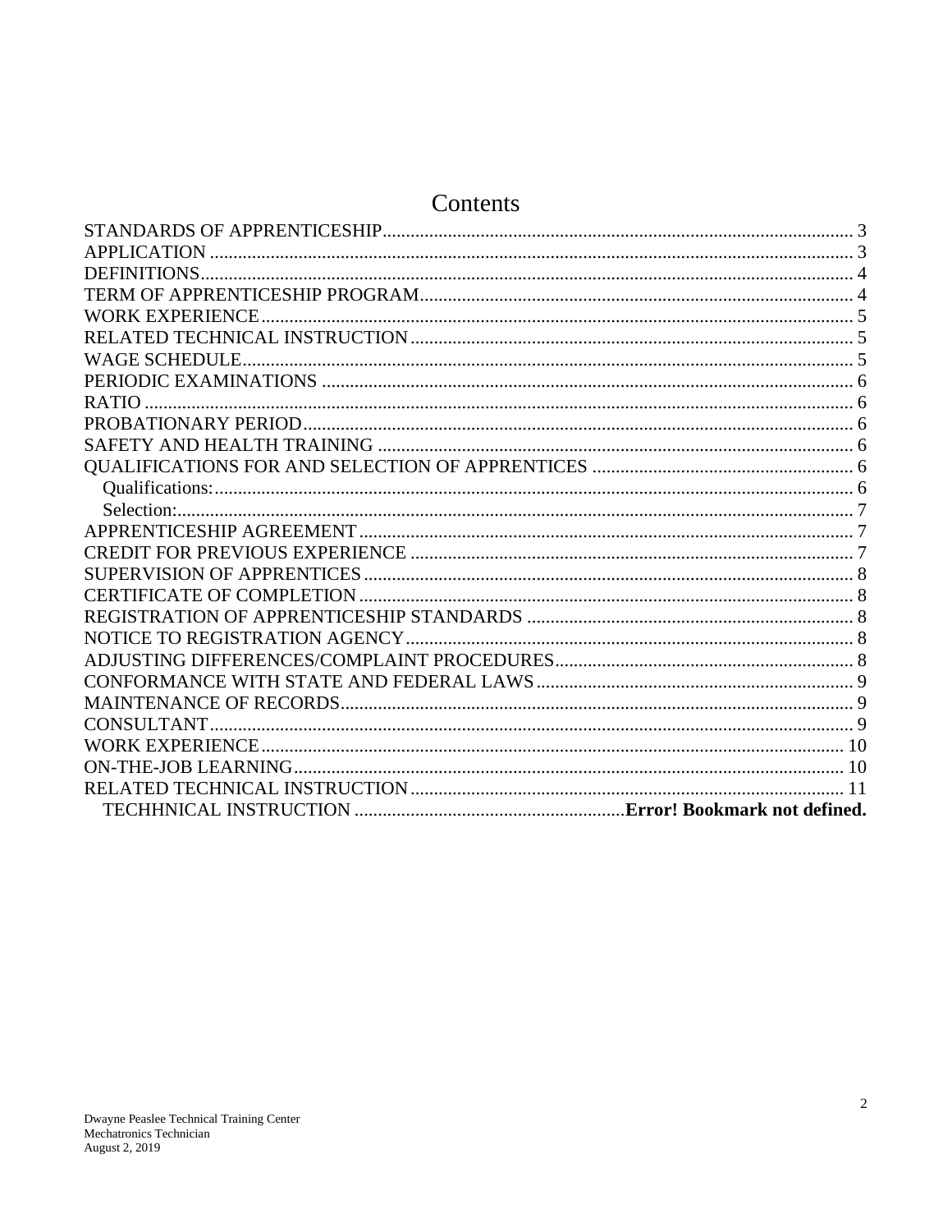# Contents

STANDARDS OF APPRENTICESHIP .......... 3
APPLICATION .......... 3
DEFINITIONS .......... 4
TERM OF APPRENTICESHIP PROGRAM .......... 4
WORK EXPERIENCE .......... 5
RELATED TECHNICAL INSTRUCTION .......... 5
WAGE SCHEDULE .......... 5
PERIODIC EXAMINATIONS .......... 6
RATIO .......... 6
PROBATIONARY PERIOD .......... 6
SAFETY AND HEALTH TRAINING .......... 6
QUALIFICATIONS FOR AND SELECTION OF APPRENTICES .......... 6
  Qualifications: .......... 6
  Selection: .......... 7
APPRENTICESHIP AGREEMENT .......... 7
CREDIT FOR PREVIOUS EXPERIENCE .......... 7
SUPERVISION OF APPRENTICES .......... 8
CERTIFICATE OF COMPLETION .......... 8
REGISTRATION OF APPRENTICESHIP STANDARDS .......... 8
NOTICE TO REGISTRATION AGENCY .......... 8
ADJUSTING DIFFERENCES/COMPLAINT PROCEDURES .......... 8
CONFORMANCE WITH STATE AND FEDERAL LAWS .......... 9
MAINTENANCE OF RECORDS .......... 9
CONSULTANT .......... 9
WORK EXPERIENCE .......... 10
ON-THE-JOB LEARNING .......... 10
RELATED TECHNICAL INSTRUCTION .......... 11
  TECHHNICAL INSTRUCTION .......... **Error! Bookmark not defined.**

Dwayne Peaslee Technical Training Center
Mechatronics Technician
August 2, 2019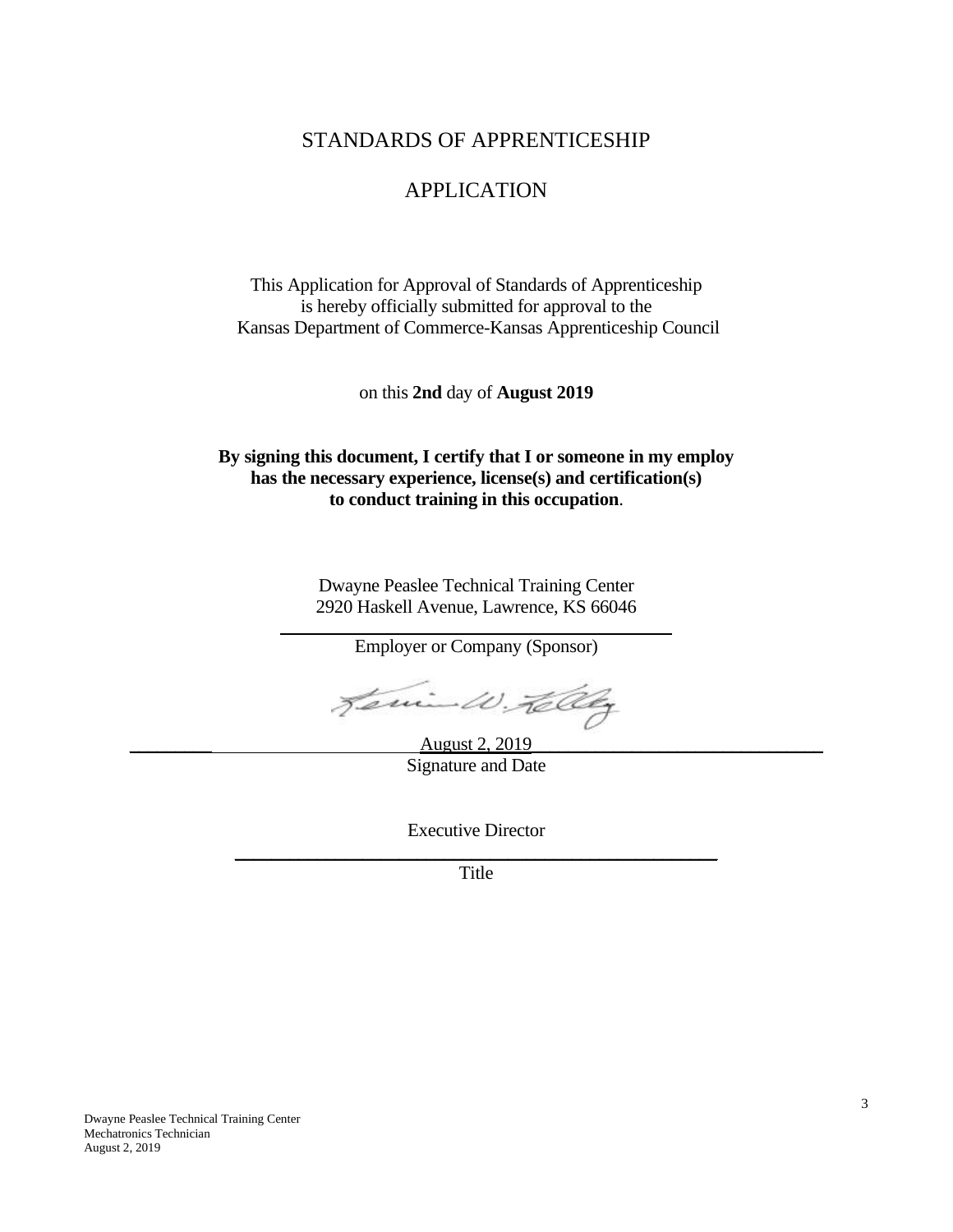# STANDARDS OF APPRENTICESHIP

# APPLICATION

This Application for Approval of Standards of Apprenticeship is hereby officially submitted for approval to the Kansas Department of Commerce-Kansas Apprenticeship Council

on this **2nd** day of **August 2019**

**By signing this document, I certify that I or someone in my employ has the necessary experience, license(s) and certification(s) to conduct training in this occupation**.

Dwayne Peaslee Technical Training Center
2920 Haskell Avenue, Lawrence, KS 66046

Employer or Company (Sponsor)

August 2, 2019

Signature and Date

Executive Director

Title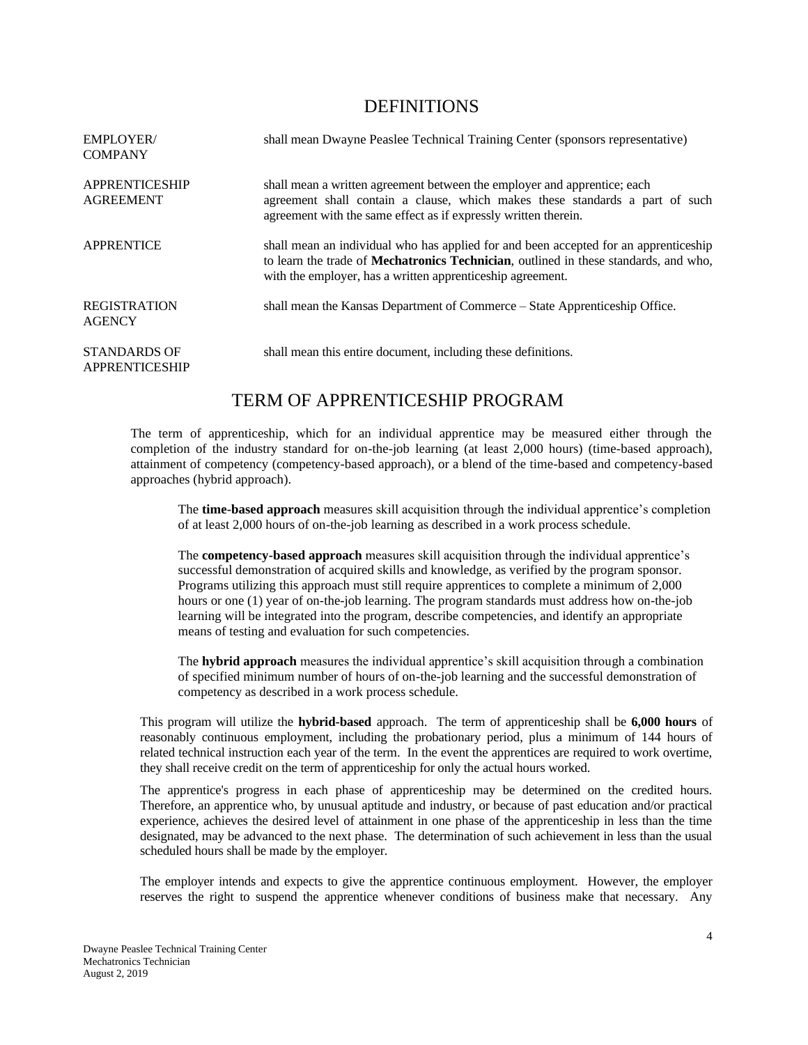## DEFINITIONS

| | |
|---|---|
| EMPLOYER/ COMPANY | shall mean Dwayne Peaslee Technical Training Center (sponsors representative) |
| APPRENTICESHIP AGREEMENT | shall mean a written agreement between the employer and apprentice; each agreement shall contain a clause, which makes these standards a part of such agreement with the same effect as if expressly written therein. |
| APPRENTICE | shall mean an individual who has applied for and been accepted for an apprenticeship to learn the trade of **Mechatronics Technician**, outlined in these standards, and who, with the employer, has a written apprenticeship agreement. |
| REGISTRATION AGENCY | shall mean the Kansas Department of Commerce – State Apprenticeship Office. |
| STANDARDS OF APPRENTICESHIP | shall mean this entire document, including these definitions. |

## TERM OF APPRENTICESHIP PROGRAM

The term of apprenticeship, which for an individual apprentice may be measured either through the completion of the industry standard for on-the-job learning (at least 2,000 hours) (time-based approach), attainment of competency (competency-based approach), or a blend of the time-based and competency-based approaches (hybrid approach).

The **time-based approach** measures skill acquisition through the individual apprentice's completion of at least 2,000 hours of on-the-job learning as described in a work process schedule.

The **competency-based approach** measures skill acquisition through the individual apprentice's successful demonstration of acquired skills and knowledge, as verified by the program sponsor. Programs utilizing this approach must still require apprentices to complete a minimum of 2,000 hours or one (1) year of on-the-job learning. The program standards must address how on-the-job learning will be integrated into the program, describe competencies, and identify an appropriate means of testing and evaluation for such competencies.

The **hybrid approach** measures the individual apprentice's skill acquisition through a combination of specified minimum number of hours of on-the-job learning and the successful demonstration of competency as described in a work process schedule.

This program will utilize the **hybrid-based** approach. The term of apprenticeship shall be **6,000 hours** of reasonably continuous employment, including the probationary period, plus a minimum of 144 hours of related technical instruction each year of the term. In the event the apprentices are required to work overtime, they shall receive credit on the term of apprenticeship for only the actual hours worked.

The apprentice's progress in each phase of apprenticeship may be determined on the credited hours. Therefore, an apprentice who, by unusual aptitude and industry, or because of past education and/or practical experience, achieves the desired level of attainment in one phase of the apprenticeship in less than the time designated, may be advanced to the next phase. The determination of such achievement in less than the usual scheduled hours shall be made by the employer.

The employer intends and expects to give the apprentice continuous employment. However, the employer reserves the right to suspend the apprentice whenever conditions of business make that necessary. Any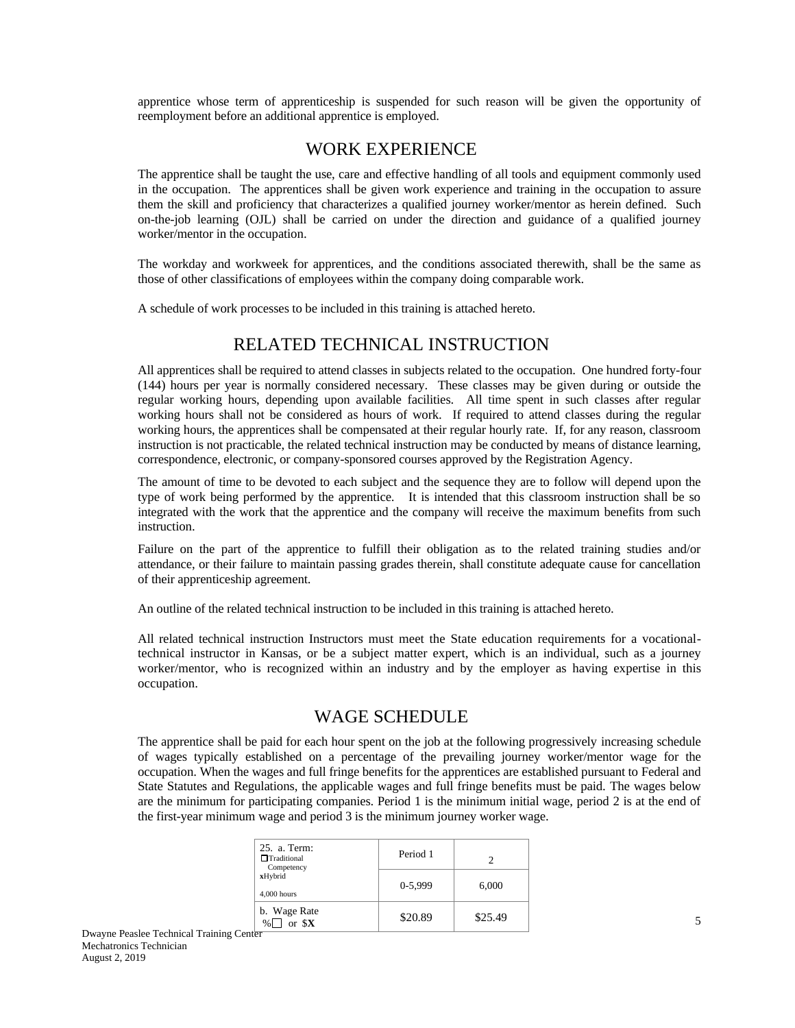apprentice whose term of apprenticeship is suspended for such reason will be given the opportunity of reemployment before an additional apprentice is employed.

## WORK EXPERIENCE

The apprentice shall be taught the use, care and effective handling of all tools and equipment commonly used in the occupation. The apprentices shall be given work experience and training in the occupation to assure them the skill and proficiency that characterizes a qualified journey worker/mentor as herein defined. Such on-the-job learning (OJL) shall be carried on under the direction and guidance of a qualified journey worker/mentor in the occupation.

The workday and workweek for apprentices, and the conditions associated therewith, shall be the same as those of other classifications of employees within the company doing comparable work.

A schedule of work processes to be included in this training is attached hereto.

## RELATED TECHNICAL INSTRUCTION

All apprentices shall be required to attend classes in subjects related to the occupation. One hundred forty-four (144) hours per year is normally considered necessary. These classes may be given during or outside the regular working hours, depending upon available facilities. All time spent in such classes after regular working hours shall not be considered as hours of work. If required to attend classes during the regular working hours, the apprentices shall be compensated at their regular hourly rate. If, for any reason, classroom instruction is not practicable, the related technical instruction may be conducted by means of distance learning, correspondence, electronic, or company-sponsored courses approved by the Registration Agency.

The amount of time to be devoted to each subject and the sequence they are to follow will depend upon the type of work being performed by the apprentice. It is intended that this classroom instruction shall be so integrated with the work that the apprentice and the company will receive the maximum benefits from such instruction.

Failure on the part of the apprentice to fulfill their obligation as to the related training studies and/or attendance, or their failure to maintain passing grades therein, shall constitute adequate cause for cancellation of their apprenticeship agreement.

An outline of the related technical instruction to be included in this training is attached hereto.

All related technical instruction Instructors must meet the State education requirements for a vocational-technical instructor in Kansas, or be a subject matter expert, which is an individual, such as a journey worker/mentor, who is recognized within an industry and by the employer as having expertise in this occupation.

## WAGE SCHEDULE

The apprentice shall be paid for each hour spent on the job at the following progressively increasing schedule of wages typically established on a percentage of the prevailing journey worker/mentor wage for the occupation. When the wages and full fringe benefits for the apprentices are established pursuant to Federal and State Statutes and Regulations, the applicable wages and full fringe benefits must be paid. The wages below are the minimum for participating companies. Period 1 is the minimum initial wage, period 2 is at the end of the first-year minimum wage and period 3 is the minimum journey worker wage.

| 25. a. Term: ☐ Traditional ☐ Competency x Hybrid 4,000 hours | Period 1 | 2 |
|---|---|---|
| | 0-5,999 | 6,000 |
| b. Wage Rate % ☐ or $ **X** | $20.89 | $25.49 |

Dwayne Peaslee Technical Training Center
Mechatronics Technician
August 2, 2019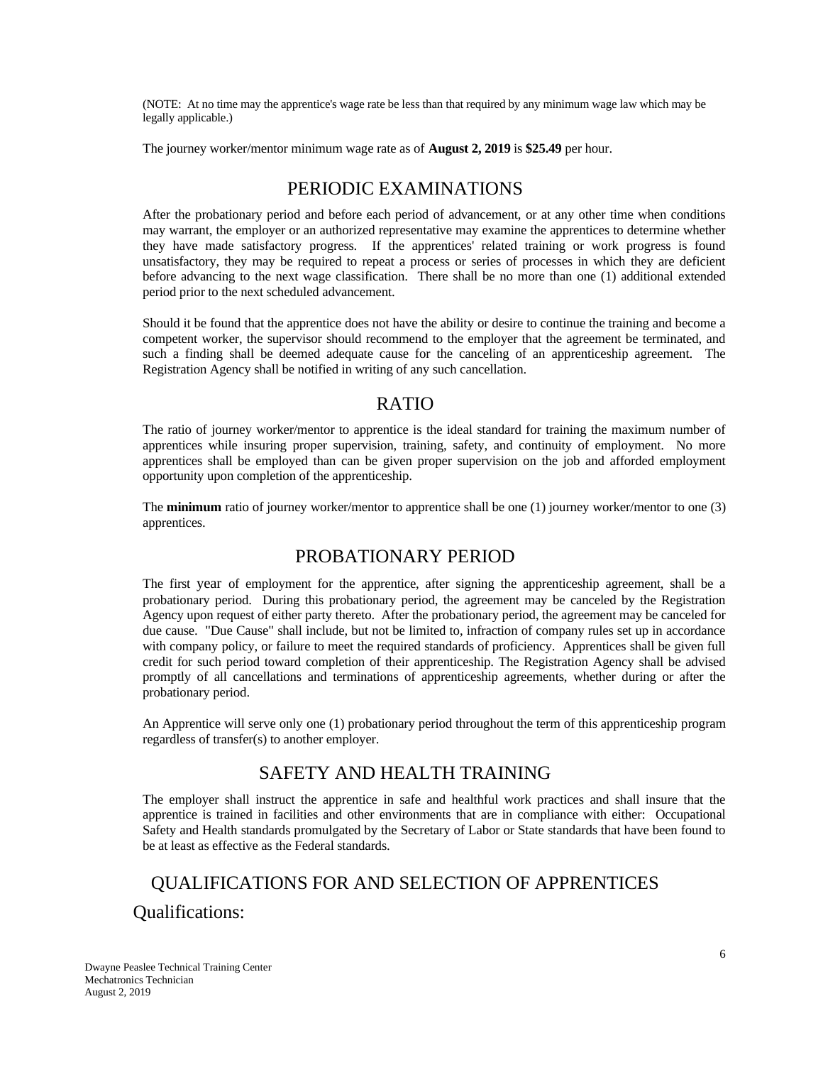(NOTE: At no time may the apprentice's wage rate be less than that required by any minimum wage law which may be legally applicable.)

The journey worker/mentor minimum wage rate as of **August 2, 2019** is **$25.49** per hour.

## PERIODIC EXAMINATIONS

After the probationary period and before each period of advancement, or at any other time when conditions may warrant, the employer or an authorized representative may examine the apprentices to determine whether they have made satisfactory progress. If the apprentices' related training or work progress is found unsatisfactory, they may be required to repeat a process or series of processes in which they are deficient before advancing to the next wage classification. There shall be no more than one (1) additional extended period prior to the next scheduled advancement.

Should it be found that the apprentice does not have the ability or desire to continue the training and become a competent worker, the supervisor should recommend to the employer that the agreement be terminated, and such a finding shall be deemed adequate cause for the canceling of an apprenticeship agreement. The Registration Agency shall be notified in writing of any such cancellation.

## RATIO

The ratio of journey worker/mentor to apprentice is the ideal standard for training the maximum number of apprentices while insuring proper supervision, training, safety, and continuity of employment. No more apprentices shall be employed than can be given proper supervision on the job and afforded employment opportunity upon completion of the apprenticeship.

The **minimum** ratio of journey worker/mentor to apprentice shall be one (1) journey worker/mentor to one (3) apprentices.

## PROBATIONARY PERIOD

The first year of employment for the apprentice, after signing the apprenticeship agreement, shall be a probationary period. During this probationary period, the agreement may be canceled by the Registration Agency upon request of either party thereto. After the probationary period, the agreement may be canceled for due cause. "Due Cause" shall include, but not be limited to, infraction of company rules set up in accordance with company policy, or failure to meet the required standards of proficiency. Apprentices shall be given full credit for such period toward completion of their apprenticeship. The Registration Agency shall be advised promptly of all cancellations and terminations of apprenticeship agreements, whether during or after the probationary period.

An Apprentice will serve only one (1) probationary period throughout the term of this apprenticeship program regardless of transfer(s) to another employer.

## SAFETY AND HEALTH TRAINING

The employer shall instruct the apprentice in safe and healthful work practices and shall insure that the apprentice is trained in facilities and other environments that are in compliance with either: Occupational Safety and Health standards promulgated by the Secretary of Labor or State standards that have been found to be at least as effective as the Federal standards.

## QUALIFICATIONS FOR AND SELECTION OF APPRENTICES

### Qualifications: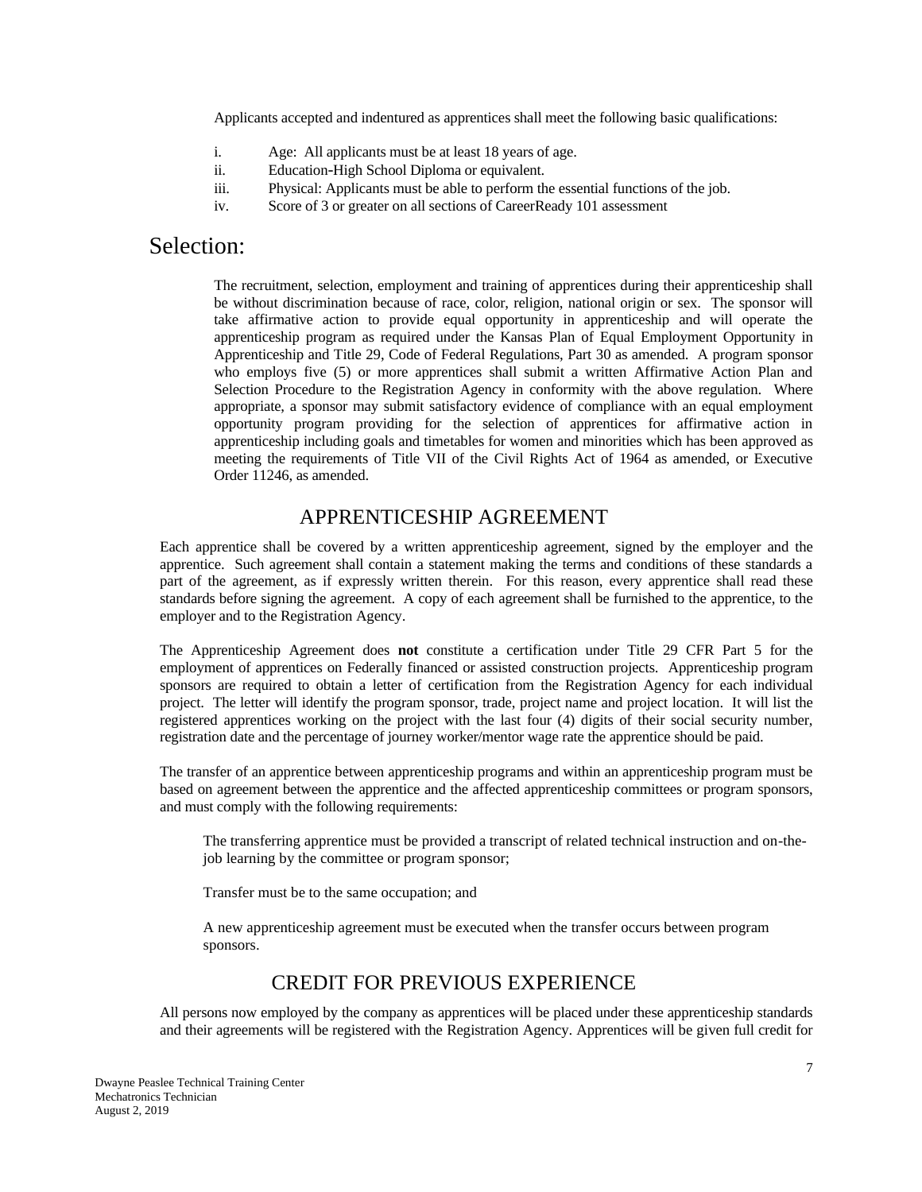Applicants accepted and indentured as apprentices shall meet the following basic qualifications:

i. Age: All applicants must be at least 18 years of age.
ii. Education-High School Diploma or equivalent.
iii. Physical: Applicants must be able to perform the essential functions of the job.
iv. Score of 3 or greater on all sections of CareerReady 101 assessment

## Selection:

The recruitment, selection, employment and training of apprentices during their apprenticeship shall be without discrimination because of race, color, religion, national origin or sex. The sponsor will take affirmative action to provide equal opportunity in apprenticeship and will operate the apprenticeship program as required under the Kansas Plan of Equal Employment Opportunity in Apprenticeship and Title 29, Code of Federal Regulations, Part 30 as amended. A program sponsor who employs five (5) or more apprentices shall submit a written Affirmative Action Plan and Selection Procedure to the Registration Agency in conformity with the above regulation. Where appropriate, a sponsor may submit satisfactory evidence of compliance with an equal employment opportunity program providing for the selection of apprentices for affirmative action in apprenticeship including goals and timetables for women and minorities which has been approved as meeting the requirements of Title VII of the Civil Rights Act of 1964 as amended, or Executive Order 11246, as amended.

## APPRENTICESHIP AGREEMENT

Each apprentice shall be covered by a written apprenticeship agreement, signed by the employer and the apprentice. Such agreement shall contain a statement making the terms and conditions of these standards a part of the agreement, as if expressly written therein. For this reason, every apprentice shall read these standards before signing the agreement. A copy of each agreement shall be furnished to the apprentice, to the employer and to the Registration Agency.

The Apprenticeship Agreement does **not** constitute a certification under Title 29 CFR Part 5 for the employment of apprentices on Federally financed or assisted construction projects. Apprenticeship program sponsors are required to obtain a letter of certification from the Registration Agency for each individual project. The letter will identify the program sponsor, trade, project name and project location. It will list the registered apprentices working on the project with the last four (4) digits of their social security number, registration date and the percentage of journey worker/mentor wage rate the apprentice should be paid.

The transfer of an apprentice between apprenticeship programs and within an apprenticeship program must be based on agreement between the apprentice and the affected apprenticeship committees or program sponsors, and must comply with the following requirements:

The transferring apprentice must be provided a transcript of related technical instruction and on-the-job learning by the committee or program sponsor;

Transfer must be to the same occupation; and

A new apprenticeship agreement must be executed when the transfer occurs between program sponsors.

## CREDIT FOR PREVIOUS EXPERIENCE

All persons now employed by the company as apprentices will be placed under these apprenticeship standards and their agreements will be registered with the Registration Agency. Apprentices will be given full credit for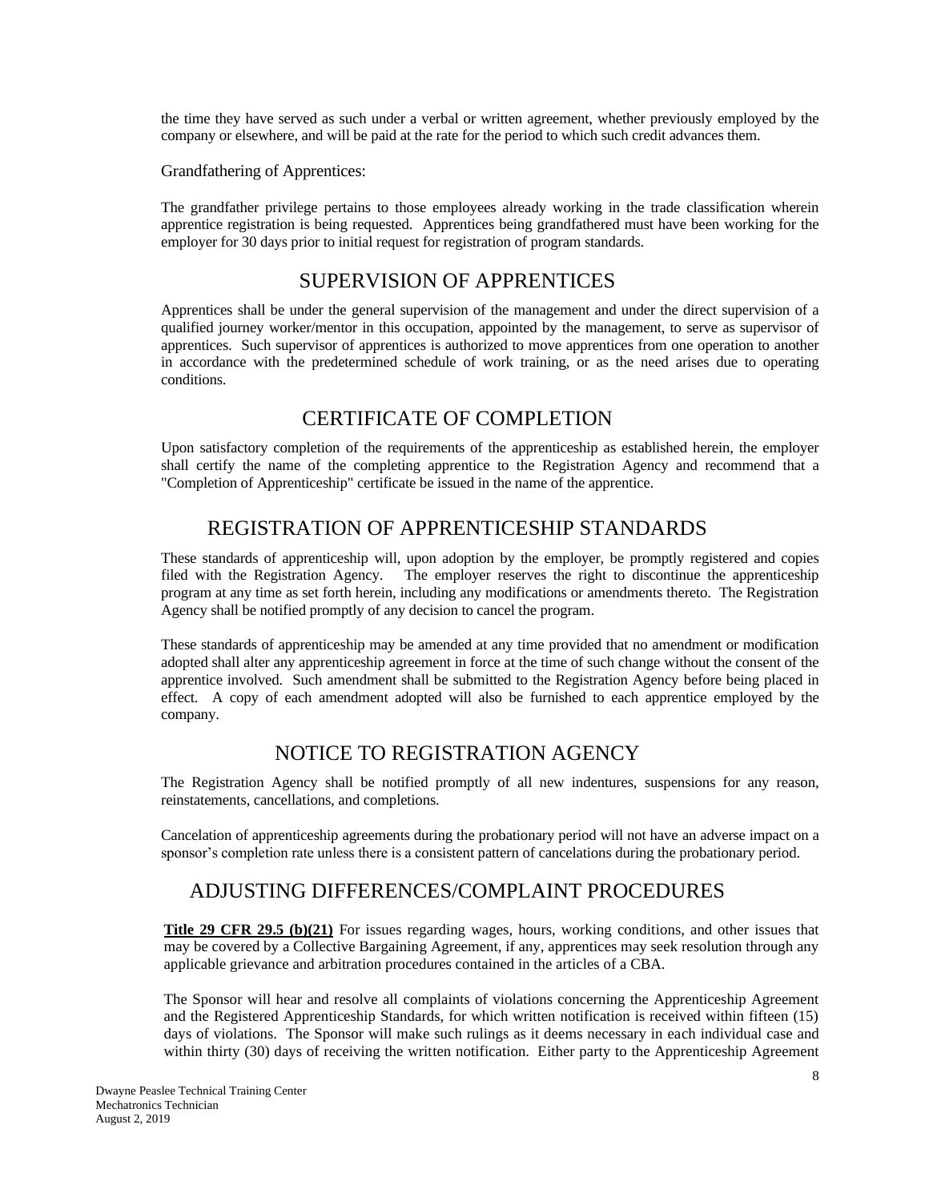the time they have served as such under a verbal or written agreement, whether previously employed by the company or elsewhere, and will be paid at the rate for the period to which such credit advances them.

Grandfathering of Apprentices:

The grandfather privilege pertains to those employees already working in the trade classification wherein apprentice registration is being requested. Apprentices being grandfathered must have been working for the employer for 30 days prior to initial request for registration of program standards.

## SUPERVISION OF APPRENTICES

Apprentices shall be under the general supervision of the management and under the direct supervision of a qualified journey worker/mentor in this occupation, appointed by the management, to serve as supervisor of apprentices. Such supervisor of apprentices is authorized to move apprentices from one operation to another in accordance with the predetermined schedule of work training, or as the need arises due to operating conditions.

## CERTIFICATE OF COMPLETION

Upon satisfactory completion of the requirements of the apprenticeship as established herein, the employer shall certify the name of the completing apprentice to the Registration Agency and recommend that a "Completion of Apprenticeship" certificate be issued in the name of the apprentice.

## REGISTRATION OF APPRENTICESHIP STANDARDS

These standards of apprenticeship will, upon adoption by the employer, be promptly registered and copies filed with the Registration Agency. The employer reserves the right to discontinue the apprenticeship program at any time as set forth herein, including any modifications or amendments thereto. The Registration Agency shall be notified promptly of any decision to cancel the program.

These standards of apprenticeship may be amended at any time provided that no amendment or modification adopted shall alter any apprenticeship agreement in force at the time of such change without the consent of the apprentice involved. Such amendment shall be submitted to the Registration Agency before being placed in effect. A copy of each amendment adopted will also be furnished to each apprentice employed by the company.

## NOTICE TO REGISTRATION AGENCY

The Registration Agency shall be notified promptly of all new indentures, suspensions for any reason, reinstatements, cancellations, and completions.

Cancelation of apprenticeship agreements during the probationary period will not have an adverse impact on a sponsor's completion rate unless there is a consistent pattern of cancelations during the probationary period.

## ADJUSTING DIFFERENCES/COMPLAINT PROCEDURES

**Title 29 CFR 29.5 (b)(21)** For issues regarding wages, hours, working conditions, and other issues that may be covered by a Collective Bargaining Agreement, if any, apprentices may seek resolution through any applicable grievance and arbitration procedures contained in the articles of a CBA.

The Sponsor will hear and resolve all complaints of violations concerning the Apprenticeship Agreement and the Registered Apprenticeship Standards, for which written notification is received within fifteen (15) days of violations. The Sponsor will make such rulings as it deems necessary in each individual case and within thirty (30) days of receiving the written notification. Either party to the Apprenticeship Agreement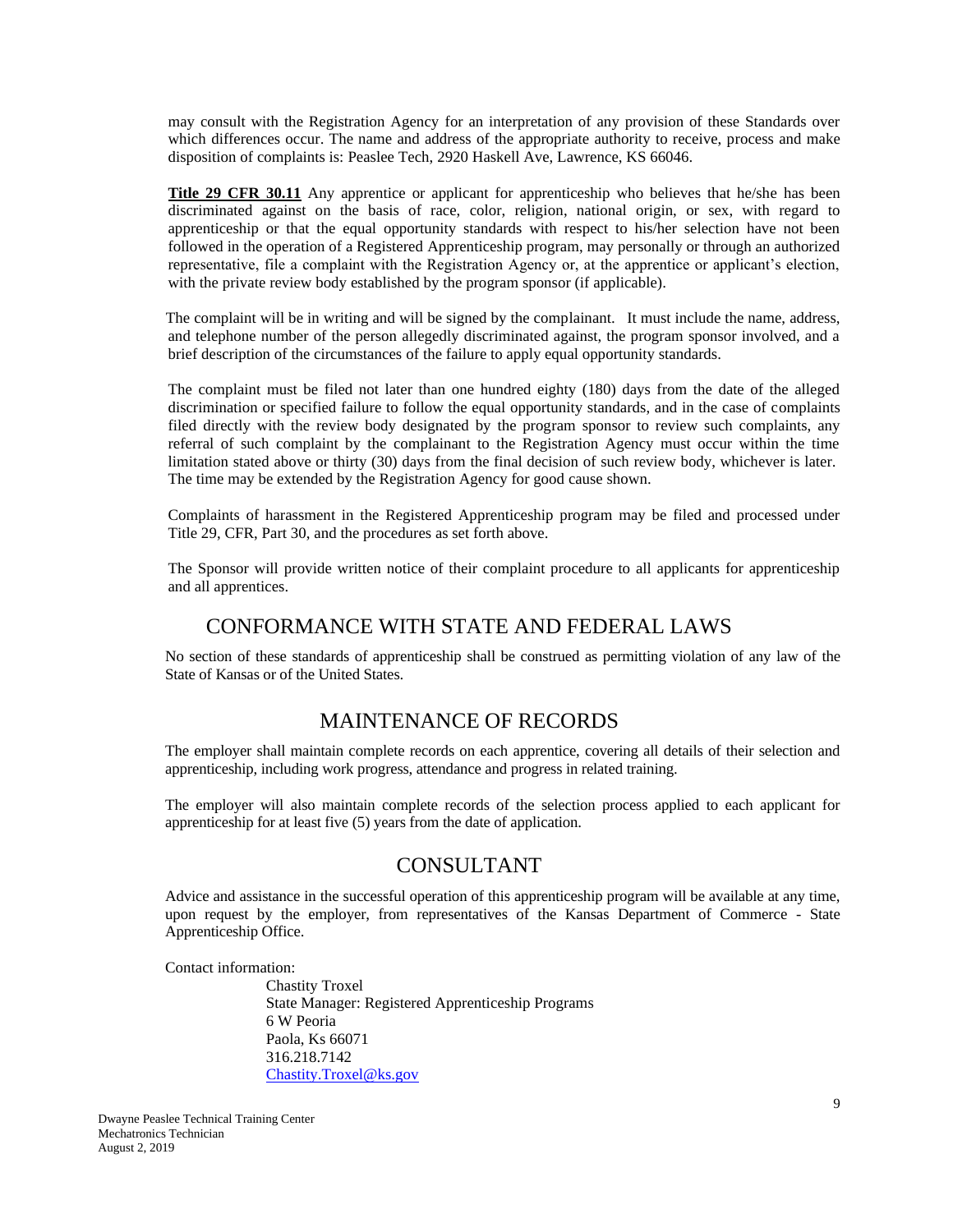may consult with the Registration Agency for an interpretation of any provision of these Standards over which differences occur. The name and address of the appropriate authority to receive, process and make disposition of complaints is: Peaslee Tech, 2920 Haskell Ave, Lawrence, KS 66046.

**Title 29 CFR 30.11** Any apprentice or applicant for apprenticeship who believes that he/she has been discriminated against on the basis of race, color, religion, national origin, or sex, with regard to apprenticeship or that the equal opportunity standards with respect to his/her selection have not been followed in the operation of a Registered Apprenticeship program, may personally or through an authorized representative, file a complaint with the Registration Agency or, at the apprentice or applicant's election, with the private review body established by the program sponsor (if applicable).

The complaint will be in writing and will be signed by the complainant. It must include the name, address, and telephone number of the person allegedly discriminated against, the program sponsor involved, and a brief description of the circumstances of the failure to apply equal opportunity standards.

The complaint must be filed not later than one hundred eighty (180) days from the date of the alleged discrimination or specified failure to follow the equal opportunity standards, and in the case of complaints filed directly with the review body designated by the program sponsor to review such complaints, any referral of such complaint by the complainant to the Registration Agency must occur within the time limitation stated above or thirty (30) days from the final decision of such review body, whichever is later. The time may be extended by the Registration Agency for good cause shown.

Complaints of harassment in the Registered Apprenticeship program may be filed and processed under Title 29, CFR, Part 30, and the procedures as set forth above.

The Sponsor will provide written notice of their complaint procedure to all applicants for apprenticeship and all apprentices.

## CONFORMANCE WITH STATE AND FEDERAL LAWS

No section of these standards of apprenticeship shall be construed as permitting violation of any law of the State of Kansas or of the United States.

## MAINTENANCE OF RECORDS

The employer shall maintain complete records on each apprentice, covering all details of their selection and apprenticeship, including work progress, attendance and progress in related training.

The employer will also maintain complete records of the selection process applied to each applicant for apprenticeship for at least five (5) years from the date of application.

## CONSULTANT

Advice and assistance in the successful operation of this apprenticeship program will be available at any time, upon request by the employer, from representatives of the Kansas Department of Commerce - State Apprenticeship Office.

Contact information:

Chastity Troxel
State Manager: Registered Apprenticeship Programs
6 W Peoria
Paola, Ks 66071
316.218.7142
Chastity.Troxel@ks.gov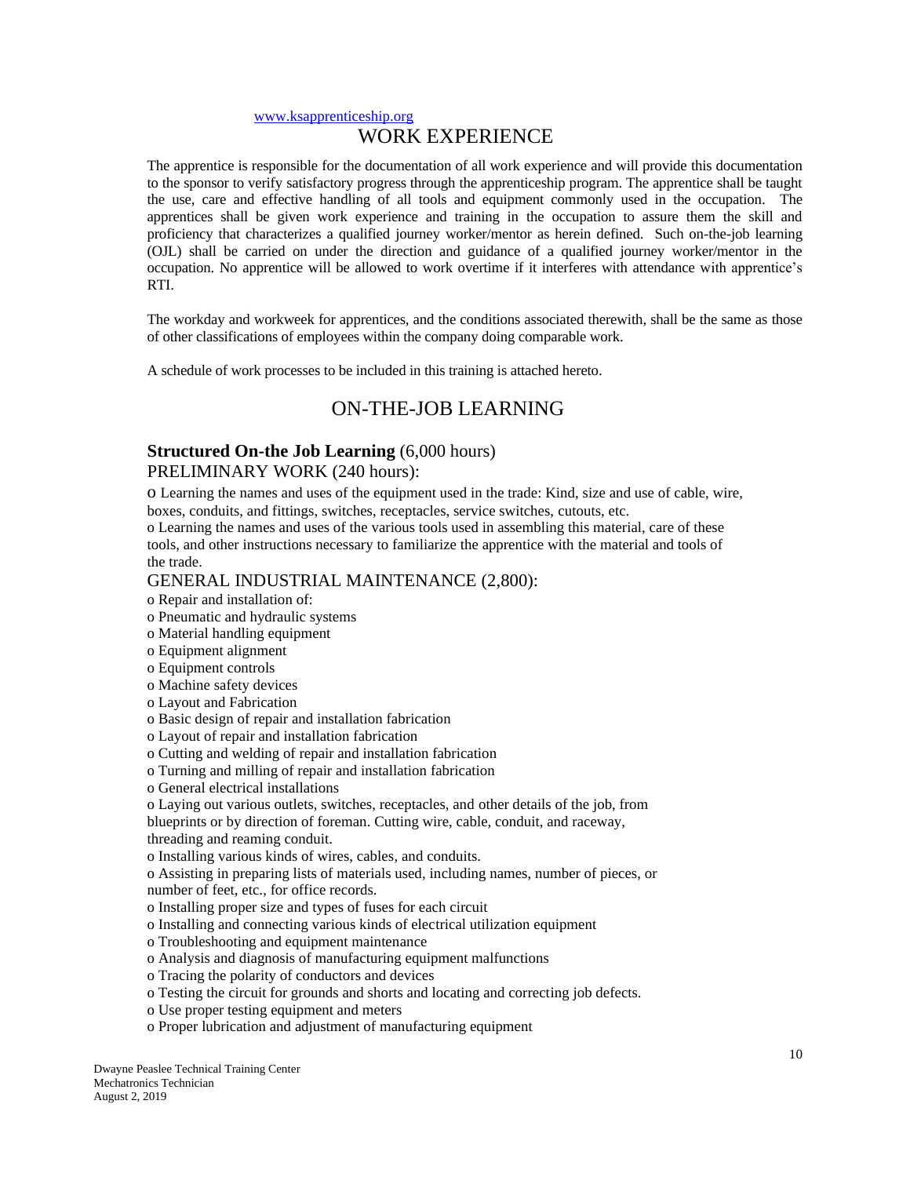www.ksapprenticeship.org

## WORK EXPERIENCE

The apprentice is responsible for the documentation of all work experience and will provide this documentation to the sponsor to verify satisfactory progress through the apprenticeship program. The apprentice shall be taught the use, care and effective handling of all tools and equipment commonly used in the occupation. The apprentices shall be given work experience and training in the occupation to assure them the skill and proficiency that characterizes a qualified journey worker/mentor as herein defined. Such on-the-job learning (OJL) shall be carried on under the direction and guidance of a qualified journey worker/mentor in the occupation. No apprentice will be allowed to work overtime if it interferes with attendance with apprentice's RTI.

The workday and workweek for apprentices, and the conditions associated therewith, shall be the same as those of other classifications of employees within the company doing comparable work.

A schedule of work processes to be included in this training is attached hereto.

## ON-THE-JOB LEARNING

### **Structured On-the Job Learning** (6,000 hours)

PRELIMINARY WORK (240 hours):

o Learning the names and uses of the equipment used in the trade: Kind, size and use of cable, wire, boxes, conduits, and fittings, switches, receptacles, service switches, cutouts, etc.
o Learning the names and uses of the various tools used in assembling this material, care of these tools, and other instructions necessary to familiarize the apprentice with the material and tools of the trade.

GENERAL INDUSTRIAL MAINTENANCE (2,800):

o Repair and installation of:
o Pneumatic and hydraulic systems
o Material handling equipment
o Equipment alignment
o Equipment controls
o Machine safety devices
o Layout and Fabrication
o Basic design of repair and installation fabrication
o Layout of repair and installation fabrication
o Cutting and welding of repair and installation fabrication
o Turning and milling of repair and installation fabrication
o General electrical installations
o Laying out various outlets, switches, receptacles, and other details of the job, from blueprints or by direction of foreman. Cutting wire, cable, conduit, and raceway, threading and reaming conduit.
o Installing various kinds of wires, cables, and conduits.
o Assisting in preparing lists of materials used, including names, number of pieces, or number of feet, etc., for office records.
o Installing proper size and types of fuses for each circuit
o Installing and connecting various kinds of electrical utilization equipment
o Troubleshooting and equipment maintenance
o Analysis and diagnosis of manufacturing equipment malfunctions
o Tracing the polarity of conductors and devices
o Testing the circuit for grounds and shorts and locating and correcting job defects.
o Use proper testing equipment and meters
o Proper lubrication and adjustment of manufacturing equipment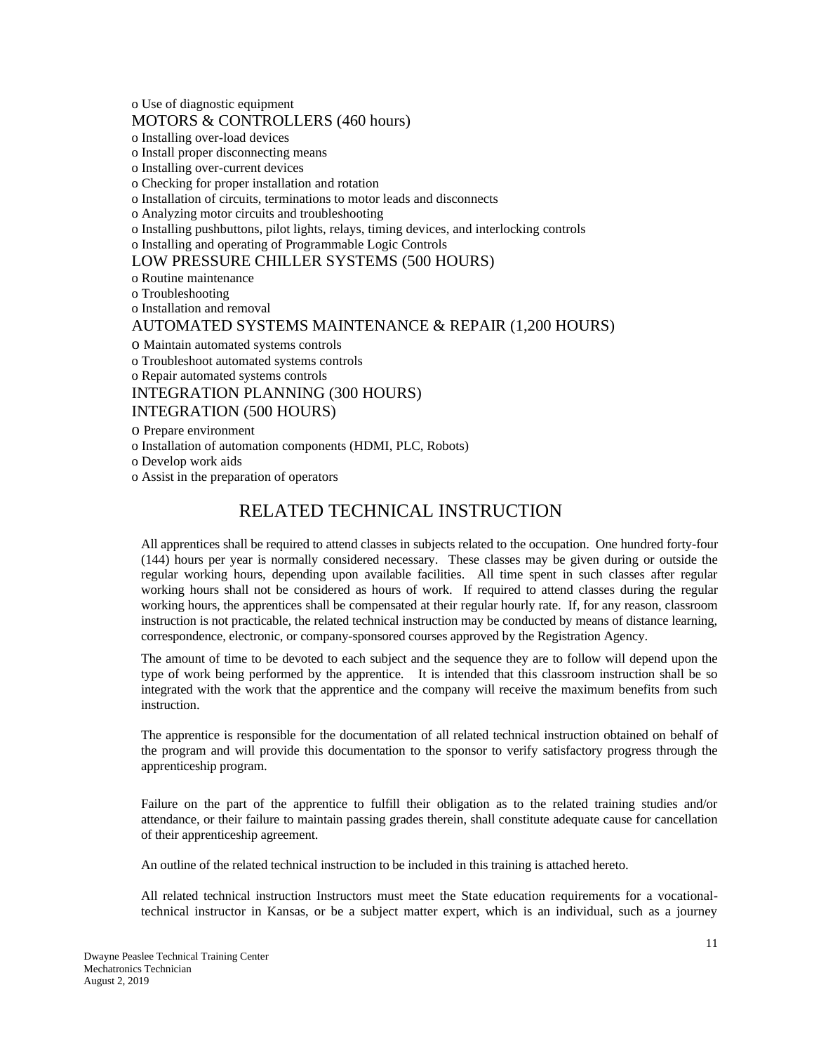- Use of diagnostic equipment

MOTORS & CONTROLLERS (460 hours)

- Installing over-load devices
- Install proper disconnecting means
- Installing over-current devices
- Checking for proper installation and rotation
- Installation of circuits, terminations to motor leads and disconnects
- Analyzing motor circuits and troubleshooting
- Installing pushbuttons, pilot lights, relays, timing devices, and interlocking controls
- Installing and operating of Programmable Logic Controls

LOW PRESSURE CHILLER SYSTEMS (500 HOURS)

- Routine maintenance
- Troubleshooting
- Installation and removal

AUTOMATED SYSTEMS MAINTENANCE & REPAIR (1,200 HOURS)

- Maintain automated systems controls
- Troubleshoot automated systems controls
- Repair automated systems controls

INTEGRATION PLANNING (300 HOURS)

INTEGRATION (500 HOURS)

- Prepare environment
- Installation of automation components (HDMI, PLC, Robots)
- Develop work aids
- Assist in the preparation of operators

# RELATED TECHNICAL INSTRUCTION

All apprentices shall be required to attend classes in subjects related to the occupation. One hundred forty-four (144) hours per year is normally considered necessary. These classes may be given during or outside the regular working hours, depending upon available facilities. All time spent in such classes after regular working hours shall not be considered as hours of work. If required to attend classes during the regular working hours, the apprentices shall be compensated at their regular hourly rate. If, for any reason, classroom instruction is not practicable, the related technical instruction may be conducted by means of distance learning, correspondence, electronic, or company-sponsored courses approved by the Registration Agency.

The amount of time to be devoted to each subject and the sequence they are to follow will depend upon the type of work being performed by the apprentice. It is intended that this classroom instruction shall be so integrated with the work that the apprentice and the company will receive the maximum benefits from such instruction.

The apprentice is responsible for the documentation of all related technical instruction obtained on behalf of the program and will provide this documentation to the sponsor to verify satisfactory progress through the apprenticeship program.

Failure on the part of the apprentice to fulfill their obligation as to the related training studies and/or attendance, or their failure to maintain passing grades therein, shall constitute adequate cause for cancellation of their apprenticeship agreement.

An outline of the related technical instruction to be included in this training is attached hereto.

All related technical instruction Instructors must meet the State education requirements for a vocational-technical instructor in Kansas, or be a subject matter expert, which is an individual, such as a journey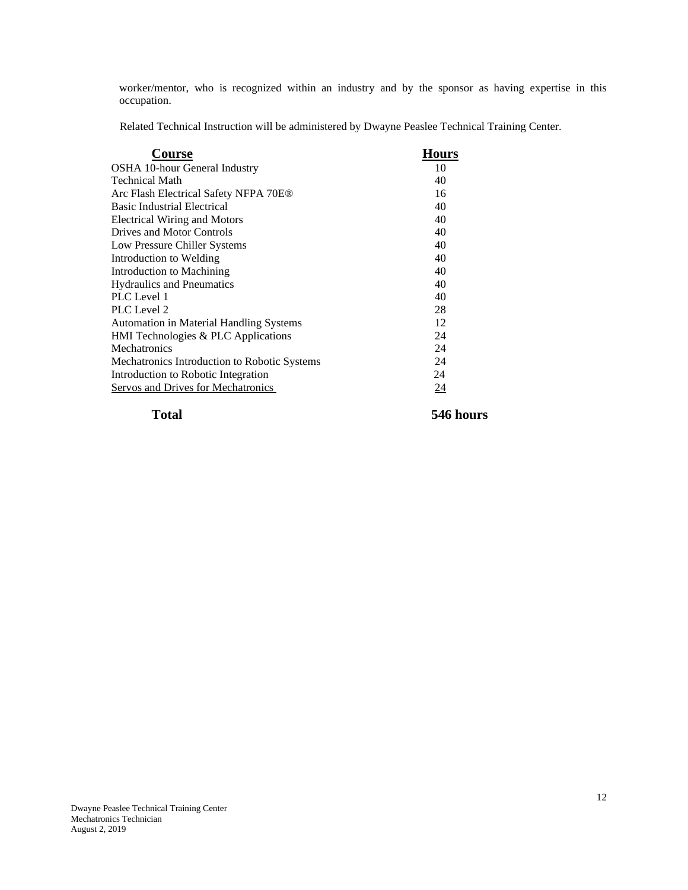worker/mentor, who is recognized within an industry and by the sponsor as having expertise in this occupation.

Related Technical Instruction will be administered by Dwayne Peaslee Technical Training Center.

| Course | Hours |
|---|---|
| OSHA 10-hour General Industry | 10 |
| Technical Math | 40 |
| Arc Flash Electrical Safety NFPA 70E® | 16 |
| Basic Industrial Electrical | 40 |
| Electrical Wiring and Motors | 40 |
| Drives and Motor Controls | 40 |
| Low Pressure Chiller Systems | 40 |
| Introduction to Welding | 40 |
| Introduction to Machining | 40 |
| Hydraulics and Pneumatics | 40 |
| PLC Level 1 | 40 |
| PLC Level 2 | 28 |
| Automation in Material Handling Systems | 12 |
| HMI Technologies & PLC Applications | 24 |
| Mechatronics | 24 |
| Mechatronics Introduction to Robotic Systems | 24 |
| Introduction to Robotic Integration | 24 |
| Servos and Drives for Mechatronics | 24 |
| **Total** | **546 hours** |